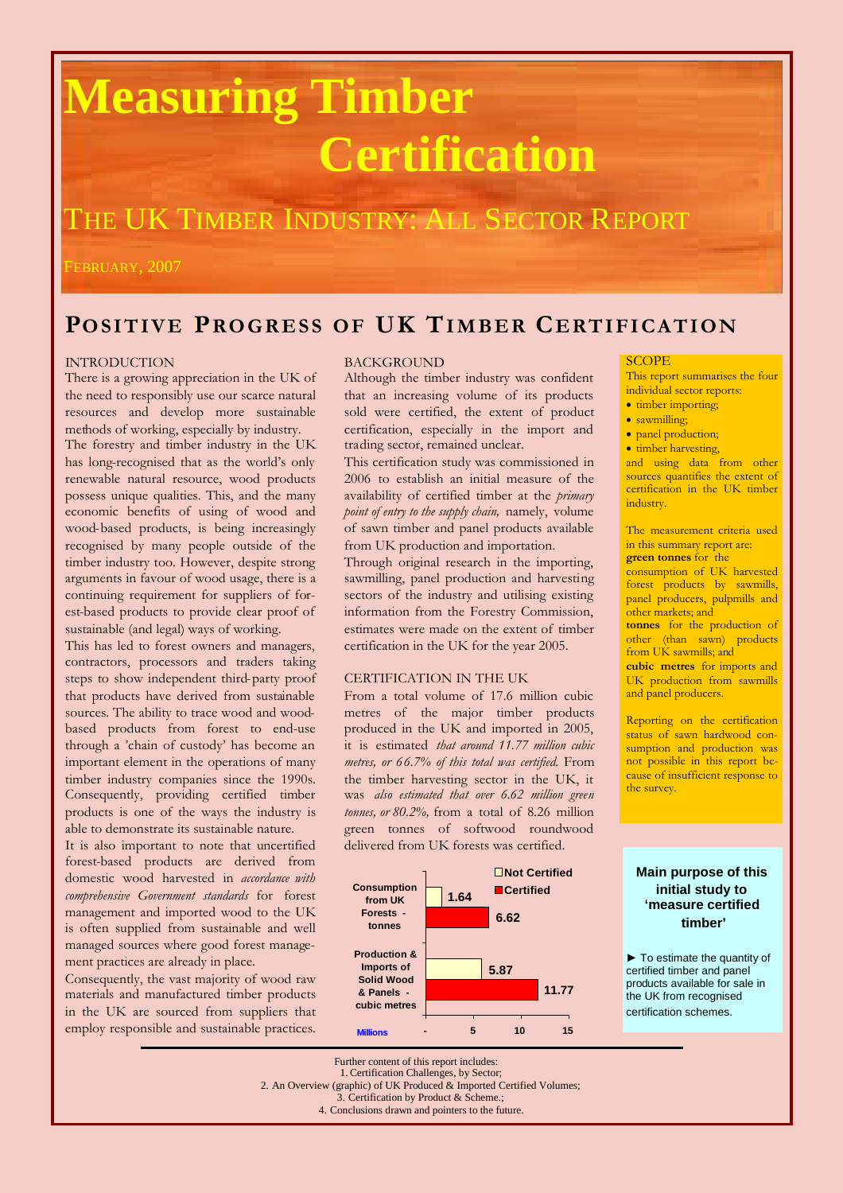# Measuring Timber Certification

## The UK Timber Industry: All Sector Report

February, 2007

## Positive Progress of UK Timber Certification

### INTRODUCTION

There is a growing appreciation in the UK of the need to responsibly use our scarce natural resources and develop more sustainable methods of working, especially by industry.

The forestry and timber industry in the UK has long-recognised that as the world's only renewable natural resource, wood products possess unique qualities. This, and the many economic benefits of using of wood and wood-based products, is being increasingly recognised by many people outside of the timber industry too. However, despite strong arguments in favour of wood usage, there is a continuing requirement for suppliers of forest-based products to provide clear proof of sustainable (and legal) ways of working.

This has led to forest owners and managers, contractors, processors and traders taking steps to show independent third-party proof that products have derived from sustainable sources. The ability to trace wood and wood-based products from forest to end-use through a 'chain of custody' has become an important element in the operations of many timber industry companies since the 1990s. Consequently, providing certified timber products is one of the ways the industry is able to demonstrate its sustainable nature.

It is also important to note that uncertified forest-based products are derived from domestic wood harvested in *accordance with comprehensive Government standards* for forest management and imported wood to the UK is often supplied from sustainable and well managed sources where good forest management practices are already in place.

Consequently, the vast majority of wood raw materials and manufactured timber products in the UK are sourced from suppliers that employ responsible and sustainable practices.

### BACKGROUND

Although the timber industry was confident that an increasing volume of its products sold were certified, the extent of product certification, especially in the import and trading sector, remained unclear.

This certification study was commissioned in 2006 to establish an initial measure of the availability of certified timber at the *primary point of entry to the supply chain,* namely, volume of sawn timber and panel products available from UK production and importation.

Through original research in the importing, sawmilling, panel production and harvesting sectors of the industry and utilising existing information from the Forestry Commission, estimates were made on the extent of timber certification in the UK for the year 2005.

### CERTIFICATION IN THE UK

From a total volume of 17.6 million cubic metres of the major timber products produced in the UK and imported in 2005, it is estimated *that around 11.77 million cubic metres, or 66.7% of this total was certified.* From the timber harvesting sector in the UK, it was *also estimated that over 6.62 million green tonnes, or 80.2%,* from a total of 8.26 million green tonnes of softwood roundwood delivered from UK forests was certified.

| (Millions) | Not Certified | Certified |
| --- | --- | --- |
| Consumption from UK Forests - tonnes | 1.64 | 6.62 |
| Production & Imports of Solid Wood & Panels - cubic metres | 5.87 | 11.77 |

### SCOPE

This report summarises the four individual sector reports:

- timber importing;
- sawmilling;
- panel production;
- timber harvesting,

and using data from other sources quantifies the extent of certification in the UK timber industry.

The measurement criteria used in this summary report are:

**green tonnes** for the consumption of UK harvested forest products by sawmills, panel producers, pulpmills and other markets; and

**tonnes** for the production of other (than sawn) products from UK sawmills; and

**cubic metres** for imports and UK production from sawmills and panel producers.

Reporting on the certification status of sawn hardwood consumption and production was not possible in this report because of insufficient response to the survey.

**Main purpose of this initial study to 'measure certified timber'**

► To estimate the quantity of certified timber and panel products available for sale in the UK from recognised certification schemes.

---

Further content of this report includes:

1. Certification Challenges, by Sector;
2. An Overview (graphic) of UK Produced & Imported Certified Volumes;
3. Certification by Product & Scheme.;
4. Conclusions drawn and pointers to the future.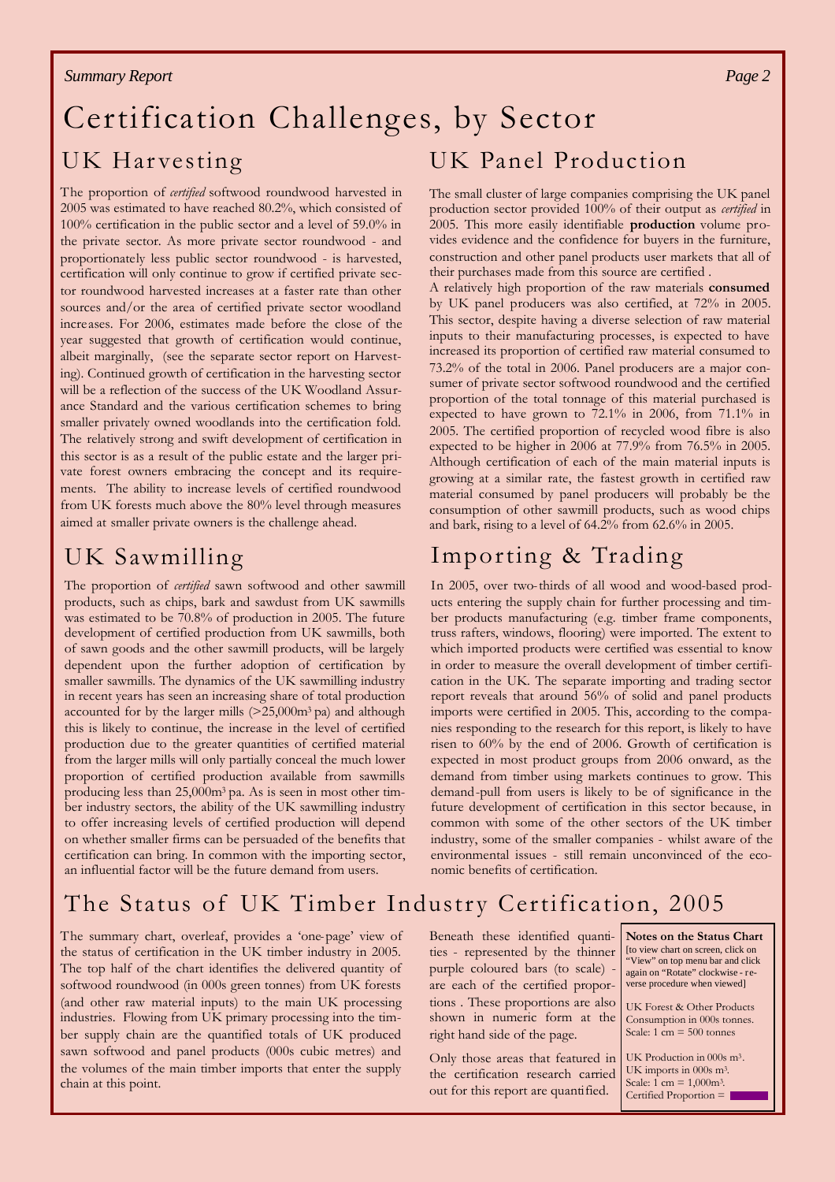# Certification Challenges, by Sector

## UK Harvesting

The proportion of *certified* softwood roundwood harvested in 2005 was estimated to have reached 80.2%, which consisted of 100% certification in the public sector and a level of 59.0% in the private sector. As more private sector roundwood - and proportionately less public sector roundwood - is harvested, certification will only continue to grow if certified private sector roundwood harvested increases at a faster rate than other sources and/or the area of certified private sector woodland increases. For 2006, estimates made before the close of the year suggested that growth of certification would continue, albeit marginally, (see the separate sector report on Harvesting). Continued growth of certification in the harvesting sector will be a reflection of the success of the UK Woodland Assurance Standard and the various certification schemes to bring smaller privately owned woodlands into the certification fold. The relatively strong and swift development of certification in this sector is as a result of the public estate and the larger private forest owners embracing the concept and its requirements. The ability to increase levels of certified roundwood from UK forests much above the 80% level through measures aimed at smaller private owners is the challenge ahead.

## UK Sawmilling

The proportion of *certified* sawn softwood and other sawmill products, such as chips, bark and sawdust from UK sawmills was estimated to be 70.8% of production in 2005. The future development of certified production from UK sawmills, both of sawn goods and the other sawmill products, will be largely dependent upon the further adoption of certification by smaller sawmills. The dynamics of the UK sawmilling industry in recent years has seen an increasing share of total production accounted for by the larger mills (>25,000m$^3$ pa) and although this is likely to continue, the increase in the level of certified production due to the greater quantities of certified material from the larger mills will only partially conceal the much lower proportion of certified production available from sawmills producing less than 25,000m$^3$ pa. As is seen in most other timber industry sectors, the ability of the UK sawmilling industry to offer increasing levels of certified production will depend on whether smaller firms can be persuaded of the benefits that certification can bring. In common with the importing sector, an influential factor will be the future demand from users.

## UK Panel Production

The small cluster of large companies comprising the UK panel production sector provided 100% of their output as *certified* in 2005. This more easily identifiable **production** volume provides evidence and the confidence for buyers in the furniture, construction and other panel products user markets that all of their purchases made from this source are certified .

A relatively high proportion of the raw materials **consumed** by UK panel producers was also certified, at 72% in 2005. This sector, despite having a diverse selection of raw material inputs to their manufacturing processes, is expected to have increased its proportion of certified raw material consumed to 73.2% of the total in 2006. Panel producers are a major consumer of private sector softwood roundwood and the certified proportion of the total tonnage of this material purchased is expected to have grown to 72.1% in 2006, from 71.1% in 2005. The certified proportion of recycled wood fibre is also expected to be higher in 2006 at 77.9% from 76.5% in 2005. Although certification of each of the main material inputs is growing at a similar rate, the fastest growth in certified raw material consumed by panel producers will probably be the consumption of other sawmill products, such as wood chips and bark, rising to a level of 64.2% from 62.6% in 2005.

## Importing & Trading

In 2005, over two-thirds of all wood and wood-based products entering the supply chain for further processing and timber products manufacturing (e.g. timber frame components, truss rafters, windows, flooring) were imported. The extent to which imported products were certified was essential to know in order to measure the overall development of timber certification in the UK. The separate importing and trading sector report reveals that around 56% of solid and panel products imports were certified in 2005. This, according to the companies responding to the research for this report, is likely to have risen to 60% by the end of 2006. Growth of certification is expected in most product groups from 2006 onward, as the demand from timber using markets continues to grow. This demand-pull from users is likely to be of significance in the future development of certification in this sector because, in common with some of the other sectors of the UK timber industry, some of the smaller companies - whilst aware of the environmental issues - still remain unconvinced of the economic benefits of certification.

# The Status of UK Timber Industry Certification, 2005

The summary chart, overleaf, provides a 'one-page' view of the status of certification in the UK timber industry in 2005. The top half of the chart identifies the delivered quantity of softwood roundwood (in 000s green tonnes) from UK forests (and other raw material inputs) to the main UK processing industries. Flowing from UK primary processing into the timber supply chain are the quantified totals of UK produced sawn softwood and panel products (000s cubic metres) and the volumes of the main timber imports that enter the supply chain at this point.

Beneath these identified quantities - represented by the thinner purple coloured bars (to scale) - are each of the certified proportions . These proportions are also shown in numeric form at the right hand side of the page.

Only those areas that featured in the certification research carried out for this report are quantified.

**Notes on the Status Chart**
[to view chart on screen, click on "View" on top menu bar and click again on "Rotate" clockwise - reverse procedure when viewed]

UK Forest & Other Products Consumption in 000s tonnes.
Scale: 1 cm = 500 tonnes

UK Production in 000s m$^3$.
UK imports in 000s m$^3$.
Scale: 1 cm = 1,000m$^3$.
Certified Proportion =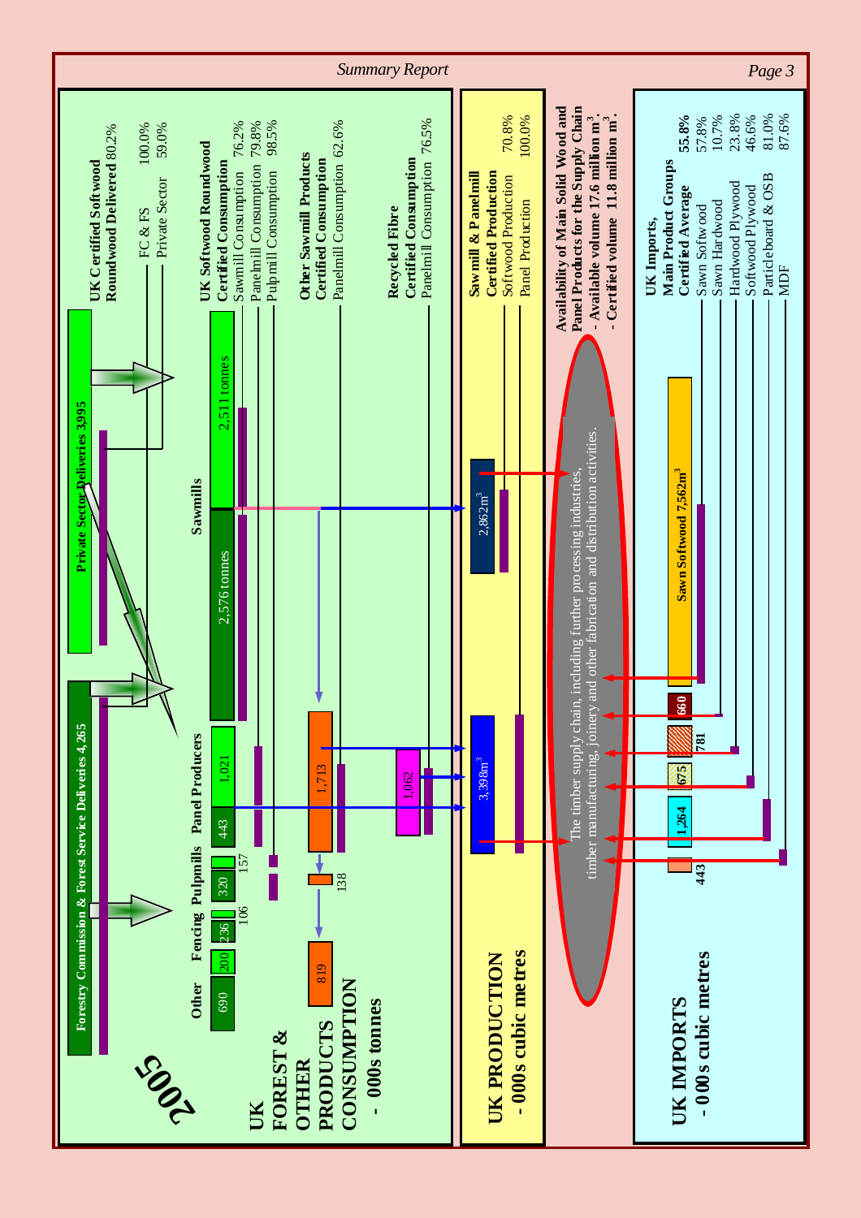# 2005

## UK FOREST & OTHER PRODUCTS CONSUMPTION - 000s tonnes

**Forestry Commission & Forest Service Deliveries 4,265**

**Private Sector Deliveries 3,995**

**UK Certified Softwood Roundwood Delivered** 80.2%

| | |
|---|---|
| FC & FS | 100.0% |
| Private Sector | 59.0% |

| Other | Fencing | Pulpmills | Panel Producers | Sawmills |
|---|---|---|---|---|
| 690 | 200 / 236 / 106 | 320 / 157 | 443 / 1,021 | 2,576 tonnes / 2,511 tonnes |

Other sawmill products: 819, 138, 1,713

Recycled fibre: 1,062

**UK Softwood Roundwood Certified Consumption**

| | |
|---|---|
| Sawmill Consumption | 76.2% |
| Panelmill Consumption | 79.8% |
| Pulpmill Consumption | 98.5% |

**Other Sawmill Products Certified Consumption**

| | |
|---|---|
| Panelmill Consumption | 62.6% |

**Recycled Fibre Certified Consumption**

| | |
|---|---|
| Panelmill Consumption | 76.5% |

## UK PRODUCTION - 000s cubic metres

Panel production: 3,398m³ — Sawmill production: 2,862m³

**Sawmill & Panelmill Certified Production**

| | |
|---|---|
| Softwood Production | 70.8% |
| Panel Production | 100.0% |

The timber supply chain, including further processing industries, timber manufacturing, joinery and other fabrication and distribution activities.

**Availability of Main Solid Wood and Panel Products for the Supply Chain**
- **Available volume 17.6 million m³.**
- **Certified volume 11.8 million m³.**

## UK IMPORTS - 000s cubic metres

443 | 1,264 | 675 | 781 | 660 | Sawn Softwood 7,562m³

**UK Imports, Main Product Groups Certified Average** **55.8%**

| | |
|---|---|
| Sawn Softwood | 57.8% |
| Sawn Hardwood | 10.7% |
| Hardwood Plywood | 23.8% |
| Softwood Plywood | 46.6% |
| Particleboard & OSB | 81.0% |
| MDF | 87.6% |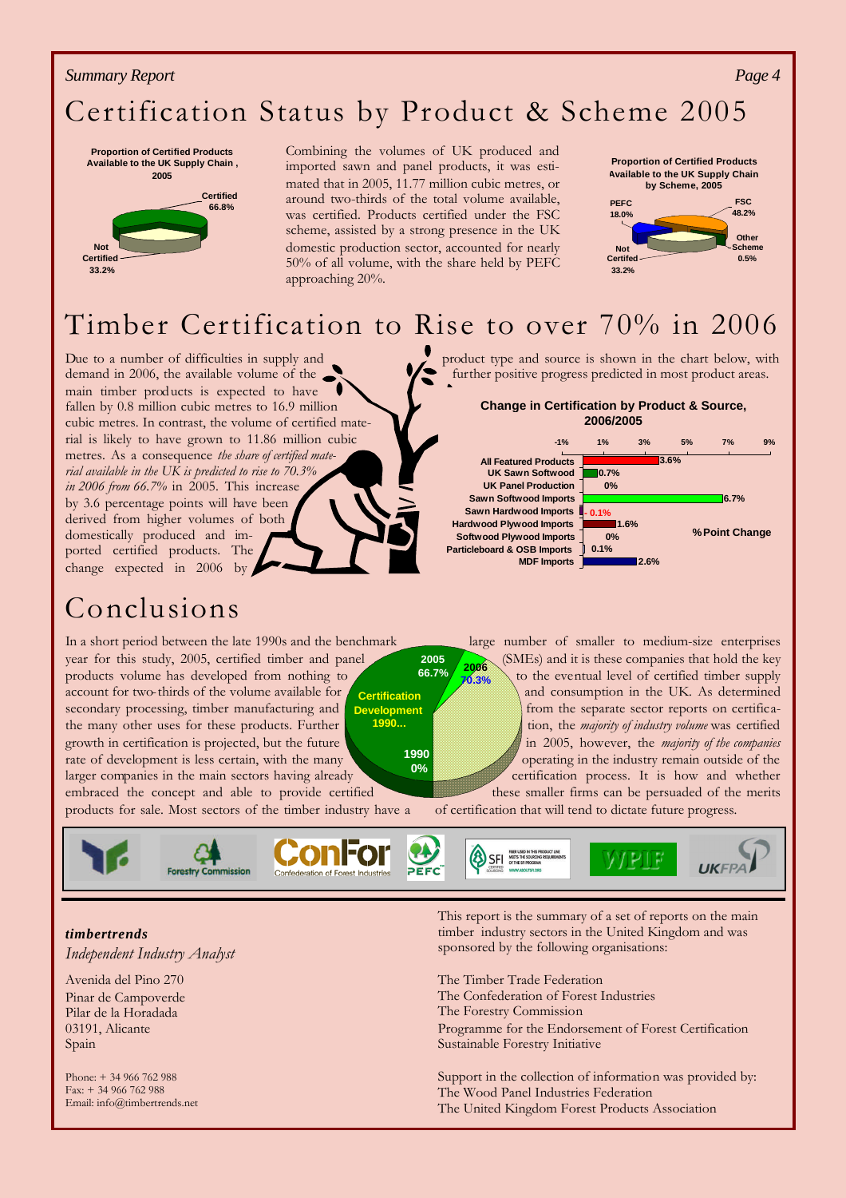## Certification Status by Product & Scheme 2005

**Proportion of Certified Products Available to the UK Supply Chain, 2005**

Certified 66.8%

Not Certified 33.2%

Combining the volumes of UK produced and imported sawn and panel products, it was estimated that in 2005, 11.77 million cubic metres, or around two-thirds of the total volume available, was certified. Products certified under the FSC scheme, assisted by a strong presence in the UK domestic production sector, accounted for nearly 50% of all volume, with the share held by PEFC approaching 20%.

**Proportion of Certified Products Available to the UK Supply Chain by Scheme, 2005**

PEFC 18.0%

FSC 48.2%

Other Scheme 0.5%

Not Certified 33.2%

## Timber Certification to Rise to over 70% in 2006

Due to a number of difficulties in supply and demand in 2006, the available volume of the main timber products is expected to have fallen by 0.8 million cubic metres to 16.9 million cubic metres. In contrast, the volume of certified material is likely to have grown to 11.86 million cubic metres. As a consequence *the share of certified material available in the UK is predicted to rise to 70.3% in 2006 from 66.7%* in 2005. This increase by 3.6 percentage points will have been derived from higher volumes of both domestically produced and imported certified products. The change expected in 2006 by product type and source is shown in the chart below, with further positive progress predicted in most product areas.

**Change in Certification by Product & Source, 2006/2005**

-1% 1% 3% 5% 7% 9%

All Featured Products 3.6%

UK Sawn Softwood 0.7%

UK Panel Production 0%

Sawn Softwood Imports 6.7%

Sawn Hardwood Imports - 0.1%

Hardwood Plywood Imports 1.6%

Softwood Plywood Imports 0%

Particleboard & OSB Imports 0.1%

MDF Imports 2.6%

% Point Change

## Conclusions

In a short period between the late 1990s and the benchmark year for this study, 2005, certified timber and panel products volume has developed from nothing to account for two-thirds of the volume available for secondary processing, timber manufacturing and the many other uses for these products. Further growth in certification is projected, but the future rate of development is less certain, with the many larger companies in the main sectors having already embraced the concept and able to provide certified products for sale. Most sectors of the timber industry have a large number of smaller to medium-size enterprises (SMEs) and it is these companies that hold the key to the eventual level of certified timber supply and consumption in the UK. As determined from the separate sector reports on certification, the *majority of industry volume* was certified in 2005, however, the *majority of the companies* operating in the industry remain outside of the certification process. It is how and whether these smaller firms can be persuaded of the merits of certification that will tend to dictate future progress.

Certification Development 1990...

2005 66.7%

2006 70.3%

1990 0%

***timbertrends***

*Independent Industry Analyst*

Avenida del Pino 270
Pinar de Campoverde
Pilar de la Horadada
03191, Alicante
Spain

Phone: + 34 966 762 988
Fax: + 34 966 762 988
Email: info@timbertrends.net

This report is the summary of a set of reports on the main timber industry sectors in the United Kingdom and was sponsored by the following organisations:

The Timber Trade Federation
The Confederation of Forest Industries
The Forestry Commission
Programme for the Endorsement of Forest Certification
Sustainable Forestry Initiative

Support in the collection of information was provided by:
The Wood Panel Industries Federation
The United Kingdom Forest Products Association